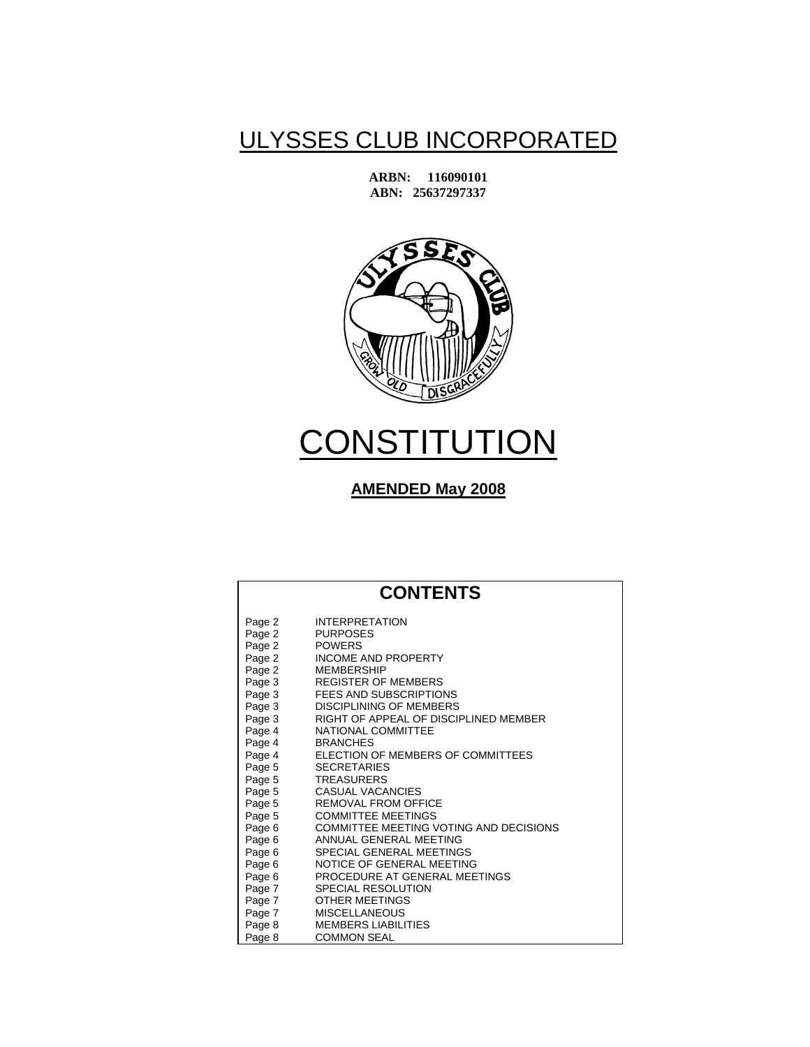# ULYSSES CLUB INCORPORATED

**ARBN: 116090101**
**ABN: 25637297337**

# CONSTITUTION

**AMENDED May 2008**

## CONTENTS

| | |
|---|---|
| Page 2 | INTERPRETATION |
| Page 2 | PURPOSES |
| Page 2 | POWERS |
| Page 2 | INCOME AND PROPERTY |
| Page 2 | MEMBERSHIP |
| Page 3 | REGISTER OF MEMBERS |
| Page 3 | FEES AND SUBSCRIPTIONS |
| Page 3 | DISCIPLINING OF MEMBERS |
| Page 3 | RIGHT OF APPEAL OF DISCIPLINED MEMBER |
| Page 4 | NATIONAL COMMITTEE |
| Page 4 | BRANCHES |
| Page 4 | ELECTION OF MEMBERS OF COMMITTEES |
| Page 5 | SECRETARIES |
| Page 5 | TREASURERS |
| Page 5 | CASUAL VACANCIES |
| Page 5 | REMOVAL FROM OFFICE |
| Page 5 | COMMITTEE MEETINGS |
| Page 6 | COMMITTEE MEETING VOTING AND DECISIONS |
| Page 6 | ANNUAL GENERAL MEETING |
| Page 6 | SPECIAL GENERAL MEETINGS |
| Page 6 | NOTICE OF GENERAL MEETING |
| Page 6 | PROCEDURE AT GENERAL MEETINGS |
| Page 7 | SPECIAL RESOLUTION |
| Page 7 | OTHER MEETINGS |
| Page 7 | MISCELLANEOUS |
| Page 8 | MEMBERS LIABILITIES |
| Page 8 | COMMON SEAL |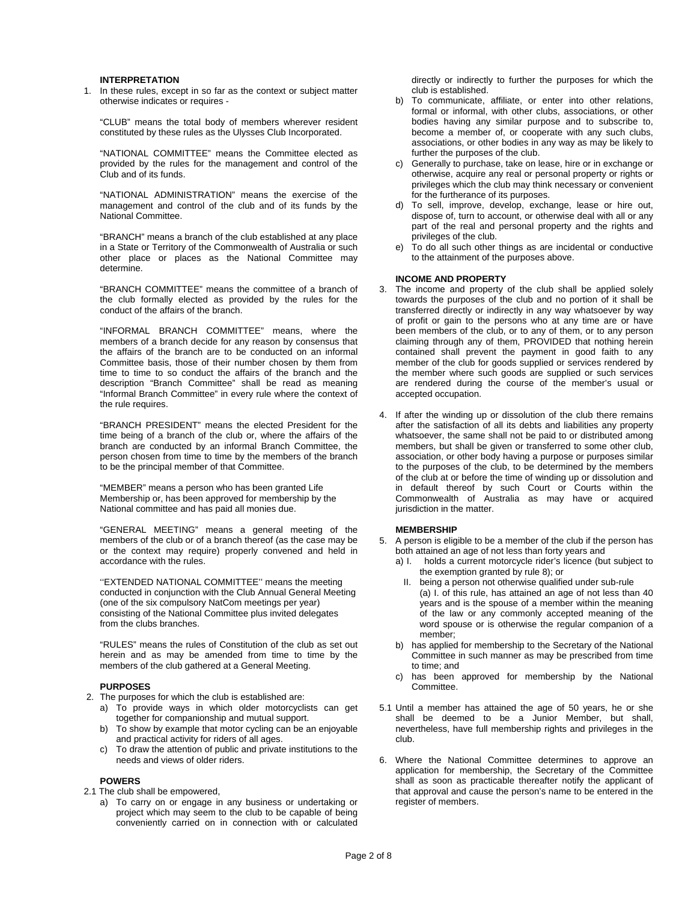### INTERPRETATION

1. In these rules, except in so far as the context or subject matter otherwise indicates or requires -

"CLUB" means the total body of members wherever resident constituted by these rules as the Ulysses Club Incorporated.

"NATIONAL COMMITTEE" means the Committee elected as provided by the rules for the management and control of the Club and of its funds.

"NATIONAL ADMINISTRATION" means the exercise of the management and control of the club and of its funds by the National Committee.

"BRANCH" means a branch of the club established at any place in a State or Territory of the Commonwealth of Australia or such other place or places as the National Committee may determine.

"BRANCH COMMITTEE" means the committee of a branch of the club formally elected as provided by the rules for the conduct of the affairs of the branch.

"INFORMAL BRANCH COMMITTEE" means, where the members of a branch decide for any reason by consensus that the affairs of the branch are to be conducted on an informal Committee basis, those of their number chosen by them from time to time to so conduct the affairs of the branch and the description "Branch Committee" shall be read as meaning "Informal Branch Committee" in every rule where the context of the rule requires.

"BRANCH PRESIDENT" means the elected President for the time being of a branch of the club or, where the affairs of the branch are conducted by an informal Branch Committee, the person chosen from time to time by the members of the branch to be the principal member of that Committee.

"MEMBER" means a person who has been granted Life Membership or, has been approved for membership by the National committee and has paid all monies due.

"GENERAL MEETING" means a general meeting of the members of the club or of a branch thereof (as the case may be or the context may require) properly convened and held in accordance with the rules.

''EXTENDED NATIONAL COMMITTEE'' means the meeting conducted in conjunction with the Club Annual General Meeting (one of the six compulsory NatCom meetings per year) consisting of the National Committee plus invited delegates from the clubs branches.

"RULES" means the rules of Constitution of the club as set out herein and as may be amended from time to time by the members of the club gathered at a General Meeting.

### PURPOSES

2. The purposes for which the club is established are:
   a) To provide ways in which older motorcyclists can get together for companionship and mutual support.
   b) To show by example that motor cycling can be an enjoyable and practical activity for riders of all ages.
   c) To draw the attention of public and private institutions to the needs and views of older riders.

### POWERS

2.1 The club shall be empowered,
   a) To carry on or engage in any business or undertaking or project which may seem to the club to be capable of being conveniently carried on in connection with or calculated directly or indirectly to further the purposes for which the club is established.
   b) To communicate, affiliate, or enter into other relations, formal or informal, with other clubs, associations, or other bodies having any similar purpose and to subscribe to, become a member of, or cooperate with any such clubs, associations, or other bodies in any way as may be likely to further the purposes of the club.
   c) Generally to purchase, take on lease, hire or in exchange or otherwise, acquire any real or personal property or rights or privileges which the club may think necessary or convenient for the furtherance of its purposes.
   d) To sell, improve, develop, exchange, lease or hire out, dispose of, turn to account, or otherwise deal with all or any part of the real and personal property and the rights and privileges of the club.
   e) To do all such other things as are incidental or conductive to the attainment of the purposes above.

### INCOME AND PROPERTY

3. The income and property of the club shall be applied solely towards the purposes of the club and no portion of it shall be transferred directly or indirectly in any way whatsoever by way of profit or gain to the persons who at any time are or have been members of the club, or to any of them, or to any person claiming through any of them, PROVIDED that nothing herein contained shall prevent the payment in good faith to any member of the club for goods supplied or services rendered by the member where such goods are supplied or such services are rendered during the course of the member's usual or accepted occupation.

4. If after the winding up or dissolution of the club there remains after the satisfaction of all its debts and liabilities any property whatsoever, the same shall not be paid to or distributed among members, but shall be given or transferred to some other club, association, or other body having a purpose or purposes similar to the purposes of the club, to be determined by the members of the club at or before the time of winding up or dissolution and in default thereof by such Court or Courts within the Commonwealth of Australia as may have or acquired jurisdiction in the matter.

### MEMBERSHIP

5. A person is eligible to be a member of the club if the person has both attained an age of not less than forty years and
   a) I. holds a current motorcycle rider's licence (but subject to the exemption granted by rule 8); or
      II. being a person not otherwise qualified under sub-rule (a) I. of this rule, has attained an age of not less than 40 years and is the spouse of a member within the meaning of the law or any commonly accepted meaning of the word spouse or is otherwise the regular companion of a member;
   b) has applied for membership to the Secretary of the National Committee in such manner as may be prescribed from time to time; and
   c) has been approved for membership by the National Committee.

5.1 Until a member has attained the age of 50 years, he or she shall be deemed to be a Junior Member, but shall, nevertheless, have full membership rights and privileges in the club.

6. Where the National Committee determines to approve an application for membership, the Secretary of the Committee shall as soon as practicable thereafter notify the applicant of that approval and cause the person's name to be entered in the register of members.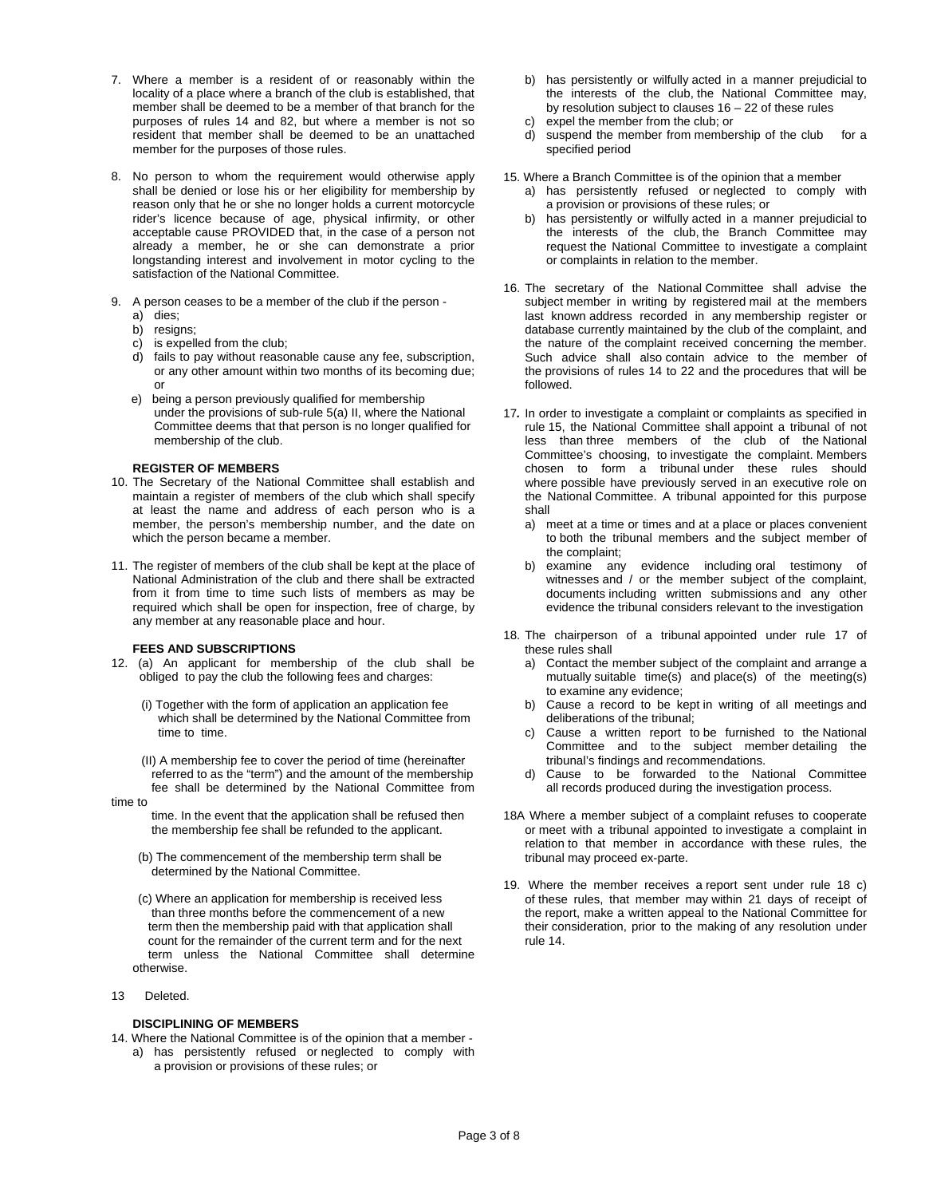7. Where a member is a resident of or reasonably within the locality of a place where a branch of the club is established, that member shall be deemed to be a member of that branch for the purposes of rules 14 and 82, but where a member is not so resident that member shall be deemed to be an unattached member for the purposes of those rules.

8. No person to whom the requirement would otherwise apply shall be denied or lose his or her eligibility for membership by reason only that he or she no longer holds a current motorcycle rider's licence because of age, physical infirmity, or other acceptable cause PROVIDED that, in the case of a person not already a member, he or she can demonstrate a prior longstanding interest and involvement in motor cycling to the satisfaction of the National Committee.

9. A person ceases to be a member of the club if the person -
   a) dies;
   b) resigns;
   c) is expelled from the club;
   d) fails to pay without reasonable cause any fee, subscription, or any other amount within two months of its becoming due; or
   e) being a person previously qualified for membership under the provisions of sub-rule 5(a) II, where the National Committee deems that that person is no longer qualified for membership of the club.

**REGISTER OF MEMBERS**

10. The Secretary of the National Committee shall establish and maintain a register of members of the club which shall specify at least the name and address of each person who is a member, the person's membership number, and the date on which the person became a member.

11. The register of members of the club shall be kept at the place of National Administration of the club and there shall be extracted from it from time to time such lists of members as may be required which shall be open for inspection, free of charge, by any member at any reasonable place and hour.

**FEES AND SUBSCRIPTIONS**

12. (a) An applicant for membership of the club shall be obliged to pay the club the following fees and charges:

    (i) Together with the form of application an application fee which shall be determined by the National Committee from time to time.

    (II) A membership fee to cover the period of time (hereinafter referred to as the "term") and the amount of the membership fee shall be determined by the National Committee from time to time. In the event that the application shall be refused then the membership fee shall be refunded to the applicant.

    (b) The commencement of the membership term shall be determined by the National Committee.

    (c) Where an application for membership is received less than three months before the commencement of a new term then the membership paid with that application shall count for the remainder of the current term and for the next term unless the National Committee shall determine otherwise.

13 Deleted.

**DISCIPLINING OF MEMBERS**

14. Where the National Committee is of the opinion that a member -
   a) has persistently refused or neglected to comply with a provision or provisions of these rules; or
   b) has persistently or wilfully acted in a manner prejudicial to the interests of the club, the National Committee may, by resolution subject to clauses 16 – 22 of these rules
   c) expel the member from the club; or
   d) suspend the member from membership of the club for a specified period

15. Where a Branch Committee is of the opinion that a member
   a) has persistently refused or neglected to comply with a provision or provisions of these rules; or
   b) has persistently or wilfully acted in a manner prejudicial to the interests of the club, the Branch Committee may request the National Committee to investigate a complaint or complaints in relation to the member.

16. The secretary of the National Committee shall advise the subject member in writing by registered mail at the members last known address recorded in any membership register or database currently maintained by the club of the complaint, and the nature of the complaint received concerning the member. Such advice shall also contain advice to the member of the provisions of rules 14 to 22 and the procedures that will be followed.

17. In order to investigate a complaint or complaints as specified in rule 15, the National Committee shall appoint a tribunal of not less than three members of the club of the National Committee's choosing, to investigate the complaint. Members chosen to form a tribunal under these rules should where possible have previously served in an executive role on the National Committee. A tribunal appointed for this purpose shall
   a) meet at a time or times and at a place or places convenient to both the tribunal members and the subject member of the complaint;
   b) examine any evidence including oral testimony of witnesses and / or the member subject of the complaint, documents including written submissions and any other evidence the tribunal considers relevant to the investigation

18. The chairperson of a tribunal appointed under rule 17 of these rules shall
   a) Contact the member subject of the complaint and arrange a mutually suitable time(s) and place(s) of the meeting(s) to examine any evidence;
   b) Cause a record to be kept in writing of all meetings and deliberations of the tribunal;
   c) Cause a written report to be furnished to the National Committee and to the subject member detailing the tribunal's findings and recommendations.
   d) Cause to be forwarded to the National Committee all records produced during the investigation process.

18A Where a member subject of a complaint refuses to cooperate or meet with a tribunal appointed to investigate a complaint in relation to that member in accordance with these rules, the tribunal may proceed ex-parte.

19. Where the member receives a report sent under rule 18 c) of these rules, that member may within 21 days of receipt of the report, make a written appeal to the National Committee for their consideration, prior to the making of any resolution under rule 14.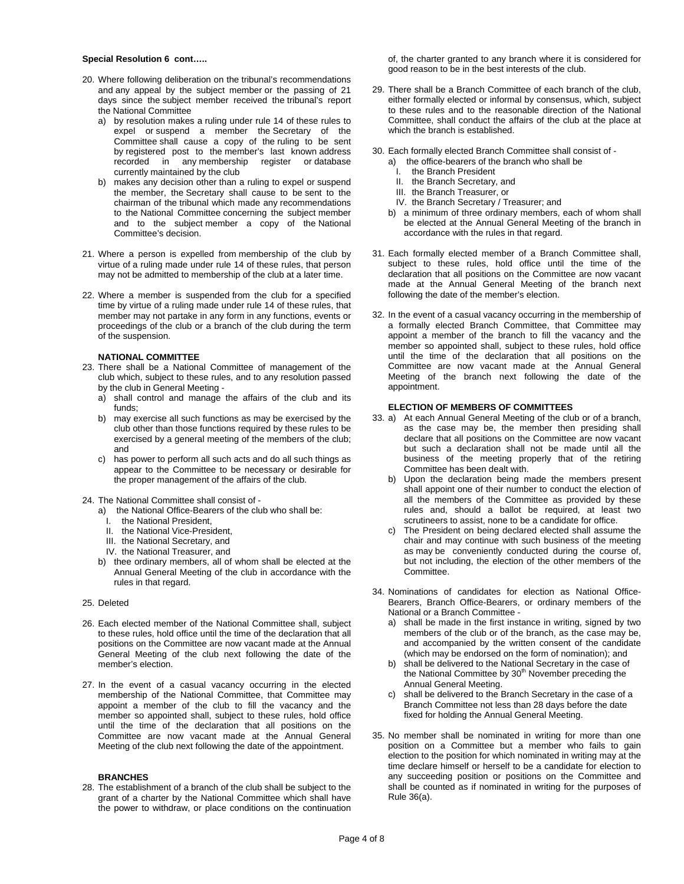**Special Resolution 6 cont…..**

20. Where following deliberation on the tribunal's recommendations and any appeal by the subject member or the passing of 21 days since the subject member received the tribunal's report the National Committee
    a) by resolution makes a ruling under rule 14 of these rules to expel or suspend a member the Secretary of the Committee shall cause a copy of the ruling to be sent by registered post to the member's last known address recorded in any membership register or database currently maintained by the club
    b) makes any decision other than a ruling to expel or suspend the member, the Secretary shall cause to be sent to the chairman of the tribunal which made any recommendations to the National Committee concerning the subject member and to the subject member a copy of the National Committee's decision.

21. Where a person is expelled from membership of the club by virtue of a ruling made under rule 14 of these rules, that person may not be admitted to membership of the club at a later time.

22. Where a member is suspended from the club for a specified time by virtue of a ruling made under rule 14 of these rules, that member may not partake in any form in any functions, events or proceedings of the club or a branch of the club during the term of the suspension.

**NATIONAL COMMITTEE**

23. There shall be a National Committee of management of the club which, subject to these rules, and to any resolution passed by the club in General Meeting -
    a) shall control and manage the affairs of the club and its funds;
    b) may exercise all such functions as may be exercised by the club other than those functions required by these rules to be exercised by a general meeting of the members of the club; and
    c) has power to perform all such acts and do all such things as appear to the Committee to be necessary or desirable for the proper management of the affairs of the club.

24. The National Committee shall consist of -
    a) the National Office-Bearers of the club who shall be:
       I. the National President,
       II. the National Vice-President,
       III. the National Secretary, and
       IV. the National Treasurer, and
    b) thee ordinary members, all of whom shall be elected at the Annual General Meeting of the club in accordance with the rules in that regard.

25. Deleted

26. Each elected member of the National Committee shall, subject to these rules, hold office until the time of the declaration that all positions on the Committee are now vacant made at the Annual General Meeting of the club next following the date of the member's election.

27. In the event of a casual vacancy occurring in the elected membership of the National Committee, that Committee may appoint a member of the club to fill the vacancy and the member so appointed shall, subject to these rules, hold office until the time of the declaration that all positions on the Committee are now vacant made at the Annual General Meeting of the club next following the date of the appointment.

**BRANCHES**

28. The establishment of a branch of the club shall be subject to the grant of a charter by the National Committee which shall have the power to withdraw, or place conditions on the continuation of, the charter granted to any branch where it is considered for good reason to be in the best interests of the club.

29. There shall be a Branch Committee of each branch of the club, either formally elected or informal by consensus, which, subject to these rules and to the reasonable direction of the National Committee, shall conduct the affairs of the club at the place at which the branch is established.

30. Each formally elected Branch Committee shall consist of -
    a) the office-bearers of the branch who shall be
       I. the Branch President
       II. the Branch Secretary, and
       III. the Branch Treasurer, or
       IV. the Branch Secretary / Treasurer; and
    b) a minimum of three ordinary members, each of whom shall be elected at the Annual General Meeting of the branch in accordance with the rules in that regard.

31. Each formally elected member of a Branch Committee shall, subject to these rules, hold office until the time of the declaration that all positions on the Committee are now vacant made at the Annual General Meeting of the branch next following the date of the member's election.

32. In the event of a casual vacancy occurring in the membership of a formally elected Branch Committee, that Committee may appoint a member of the branch to fill the vacancy and the member so appointed shall, subject to these rules, hold office until the time of the declaration that all positions on the Committee are now vacant made at the Annual General Meeting of the branch next following the date of the appointment.

**ELECTION OF MEMBERS OF COMMITTEES**

33. a) At each Annual General Meeting of the club or of a branch, as the case may be, the member then presiding shall declare that all positions on the Committee are now vacant but such a declaration shall not be made until all the business of the meeting properly that of the retiring Committee has been dealt with.
    b) Upon the declaration being made the members present shall appoint one of their number to conduct the election of all the members of the Committee as provided by these rules and, should a ballot be required, at least two scrutineers to assist, none to be a candidate for office.
    c) The President on being declared elected shall assume the chair and may continue with such business of the meeting as may be conveniently conducted during the course of, but not including, the election of the other members of the Committee.

34. Nominations of candidates for election as National Office-Bearers, Branch Office-Bearers, or ordinary members of the National or a Branch Committee -
    a) shall be made in the first instance in writing, signed by two members of the club or of the branch, as the case may be, and accompanied by the written consent of the candidate (which may be endorsed on the form of nomination); and
    b) shall be delivered to the National Secretary in the case of the National Committee by 30th November preceding the Annual General Meeting.
    c) shall be delivered to the Branch Secretary in the case of a Branch Committee not less than 28 days before the date fixed for holding the Annual General Meeting.

35. No member shall be nominated in writing for more than one position on a Committee but a member who fails to gain election to the position for which nominated in writing may at the time declare himself or herself to be a candidate for election to any succeeding position or positions on the Committee and shall be counted as if nominated in writing for the purposes of Rule 36(a).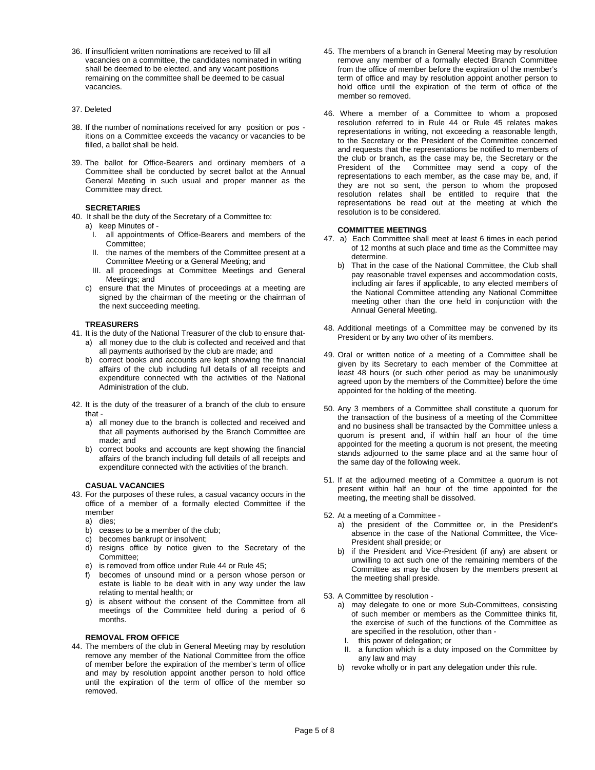36. If insufficient written nominations are received to fill all vacancies on a committee, the candidates nominated in writing shall be deemed to be elected, and any vacant positions remaining on the committee shall be deemed to be casual vacancies.

37. Deleted

38. If the number of nominations received for any position or positions on a Committee exceeds the vacancy or vacancies to be filled, a ballot shall be held.

39. The ballot for Office-Bearers and ordinary members of a Committee shall be conducted by secret ballot at the Annual General Meeting in such usual and proper manner as the Committee may direct.

**SECRETARIES**

40. It shall be the duty of the Secretary of a Committee to:
    a) keep Minutes of -
       I. all appointments of Office-Bearers and members of the Committee;
       II. the names of the members of the Committee present at a Committee Meeting or a General Meeting; and
       III. all proceedings at Committee Meetings and General Meetings; and
    c) ensure that the Minutes of proceedings at a meeting are signed by the chairman of the meeting or the chairman of the next succeeding meeting.

**TREASURERS**

41. It is the duty of the National Treasurer of the club to ensure that-
    a) all money due to the club is collected and received and that all payments authorised by the club are made; and
    b) correct books and accounts are kept showing the financial affairs of the club including full details of all receipts and expenditure connected with the activities of the National Administration of the club.

42. It is the duty of the treasurer of a branch of the club to ensure that -
    a) all money due to the branch is collected and received and that all payments authorised by the Branch Committee are made; and
    b) correct books and accounts are kept showing the financial affairs of the branch including full details of all receipts and expenditure connected with the activities of the branch.

**CASUAL VACANCIES**

43. For the purposes of these rules, a casual vacancy occurs in the office of a member of a formally elected Committee if the member
    a) dies;
    b) ceases to be a member of the club;
    c) becomes bankrupt or insolvent;
    d) resigns office by notice given to the Secretary of the Committee;
    e) is removed from office under Rule 44 or Rule 45;
    f) becomes of unsound mind or a person whose person or estate is liable to be dealt with in any way under the law relating to mental health; or
    g) is absent without the consent of the Committee from all meetings of the Committee held during a period of 6 months.

**REMOVAL FROM OFFICE**

44. The members of the club in General Meeting may by resolution remove any member of the National Committee from the office of member before the expiration of the member's term of office and may by resolution appoint another person to hold office until the expiration of the term of office of the member so removed.

45. The members of a branch in General Meeting may by resolution remove any member of a formally elected Branch Committee from the office of member before the expiration of the member's term of office and may by resolution appoint another person to hold office until the expiration of the term of office of the member so removed.

46. Where a member of a Committee to whom a proposed resolution referred to in Rule 44 or Rule 45 relates makes representations in writing, not exceeding a reasonable length, to the Secretary or the President of the Committee concerned and requests that the representations be notified to members of the club or branch, as the case may be, the Secretary or the President of the Committee may send a copy of the representations to each member, as the case may be, and, if they are not so sent, the person to whom the proposed resolution relates shall be entitled to require that the representations be read out at the meeting at which the resolution is to be considered.

**COMMITTEE MEETINGS**

47. a) Each Committee shall meet at least 6 times in each period of 12 months at such place and time as the Committee may determine.
    b) That in the case of the National Committee, the Club shall pay reasonable travel expenses and accommodation costs, including air fares if applicable, to any elected members of the National Committee attending any National Committee meeting other than the one held in conjunction with the Annual General Meeting.

48. Additional meetings of a Committee may be convened by its President or by any two other of its members.

49. Oral or written notice of a meeting of a Committee shall be given by its Secretary to each member of the Committee at least 48 hours (or such other period as may be unanimously agreed upon by the members of the Committee) before the time appointed for the holding of the meeting.

50. Any 3 members of a Committee shall constitute a quorum for the transaction of the business of a meeting of the Committee and no business shall be transacted by the Committee unless a quorum is present and, if within half an hour of the time appointed for the meeting a quorum is not present, the meeting stands adjourned to the same place and at the same hour of the same day of the following week.

51. If at the adjourned meeting of a Committee a quorum is not present within half an hour of the time appointed for the meeting, the meeting shall be dissolved.

52. At a meeting of a Committee -
    a) the president of the Committee or, in the President's absence in the case of the National Committee, the Vice-President shall preside; or
    b) if the President and Vice-President (if any) are absent or unwilling to act such one of the remaining members of the Committee as may be chosen by the members present at the meeting shall preside.

53. A Committee by resolution -
    a) may delegate to one or more Sub-Committees, consisting of such member or members as the Committee thinks fit, the exercise of such of the functions of the Committee as are specified in the resolution, other than -
       I. this power of delegation; or
       II. a function which is a duty imposed on the Committee by any law and may
    b) revoke wholly or in part any delegation under this rule.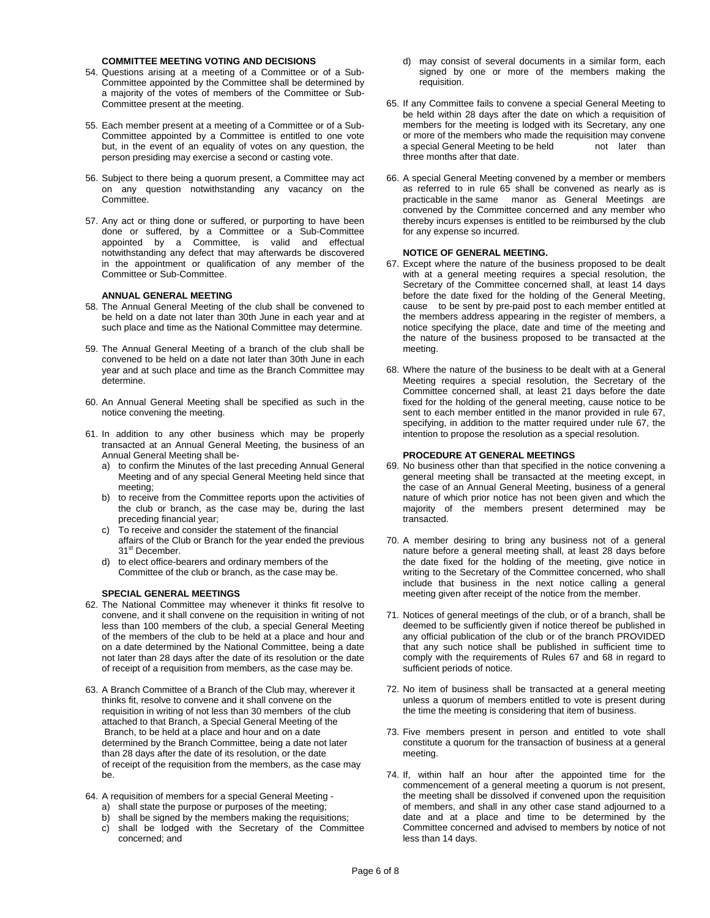### COMMITTEE MEETING VOTING AND DECISIONS

54. Questions arising at a meeting of a Committee or of a Sub-Committee appointed by the Committee shall be determined by a majority of the votes of members of the Committee or Sub-Committee present at the meeting.

55. Each member present at a meeting of a Committee or of a Sub-Committee appointed by a Committee is entitled to one vote but, in the event of an equality of votes on any question, the person presiding may exercise a second or casting vote.

56. Subject to there being a quorum present, a Committee may act on any question notwithstanding any vacancy on the Committee.

57. Any act or thing done or suffered, or purporting to have been done or suffered, by a Committee or a Sub-Committee appointed by a Committee, is valid and effectual notwithstanding any defect that may afterwards be discovered in the appointment or qualification of any member of the Committee or Sub-Committee.

### ANNUAL GENERAL MEETING

58. The Annual General Meeting of the club shall be convened to be held on a date not later than 30th June in each year and at such place and time as the National Committee may determine.

59. The Annual General Meeting of a branch of the club shall be convened to be held on a date not later than 30th June in each year and at such place and time as the Branch Committee may determine.

60. An Annual General Meeting shall be specified as such in the notice convening the meeting.

61. In addition to any other business which may be properly transacted at an Annual General Meeting, the business of an Annual General Meeting shall be-
    a) to confirm the Minutes of the last preceding Annual General Meeting and of any special General Meeting held since that meeting;
    b) to receive from the Committee reports upon the activities of the club or branch, as the case may be, during the last preceding financial year;
    c) To receive and consider the statement of the financial affairs of the Club or Branch for the year ended the previous 31st December.
    d) to elect office-bearers and ordinary members of the Committee of the club or branch, as the case may be.

### SPECIAL GENERAL MEETINGS

62. The National Committee may whenever it thinks fit resolve to convene, and it shall convene on the requisition in writing of not less than 100 members of the club, a special General Meeting of the members of the club to be held at a place and hour and on a date determined by the National Committee, being a date not later than 28 days after the date of its resolution or the date of receipt of a requisition from members, as the case may be.

63. A Branch Committee of a Branch of the Club may, wherever it thinks fit, resolve to convene and it shall convene on the requisition in writing of not less than 30 members of the club attached to that Branch, a Special General Meeting of the Branch, to be held at a place and hour and on a date determined by the Branch Committee, being a date not later than 28 days after the date of its resolution, or the date of receipt of the requisition from the members, as the case may be.

64. A requisition of members for a special General Meeting -
    a) shall state the purpose or purposes of the meeting;
    b) shall be signed by the members making the requisitions;
    c) shall be lodged with the Secretary of the Committee concerned; and
    d) may consist of several documents in a similar form, each signed by one or more of the members making the requisition.

65. If any Committee fails to convene a special General Meeting to be held within 28 days after the date on which a requisition of members for the meeting is lodged with its Secretary, any one or more of the members who made the requisition may convene a special General Meeting to be held not later than three months after that date.

66. A special General Meeting convened by a member or members as referred to in rule 65 shall be convened as nearly as is practicable in the same manor as General Meetings are convened by the Committee concerned and any member who thereby incurs expenses is entitled to be reimbursed by the club for any expense so incurred.

### NOTICE OF GENERAL MEETING.

67. Except where the nature of the business proposed to be dealt with at a general meeting requires a special resolution, the Secretary of the Committee concerned shall, at least 14 days before the date fixed for the holding of the General Meeting, cause to be sent by pre-paid post to each member entitled at the members address appearing in the register of members, a notice specifying the place, date and time of the meeting and the nature of the business proposed to be transacted at the meeting.

68. Where the nature of the business to be dealt with at a General Meeting requires a special resolution, the Secretary of the Committee concerned shall, at least 21 days before the date fixed for the holding of the general meeting, cause notice to be sent to each member entitled in the manor provided in rule 67, specifying, in addition to the matter required under rule 67, the intention to propose the resolution as a special resolution.

### PROCEDURE AT GENERAL MEETINGS

69. No business other than that specified in the notice convening a general meeting shall be transacted at the meeting except, in the case of an Annual General Meeting, business of a general nature of which prior notice has not been given and which the majority of the members present determined may be transacted.

70. A member desiring to bring any business not of a general nature before a general meeting shall, at least 28 days before the date fixed for the holding of the meeting, give notice in writing to the Secretary of the Committee concerned, who shall include that business in the next notice calling a general meeting given after receipt of the notice from the member.

71. Notices of general meetings of the club, or of a branch, shall be deemed to be sufficiently given if notice thereof be published in any official publication of the club or of the branch PROVIDED that any such notice shall be published in sufficient time to comply with the requirements of Rules 67 and 68 in regard to sufficient periods of notice.

72. No item of business shall be transacted at a general meeting unless a quorum of members entitled to vote is present during the time the meeting is considering that item of business.

73. Five members present in person and entitled to vote shall constitute a quorum for the transaction of business at a general meeting.

74. If, within half an hour after the appointed time for the commencement of a general meeting a quorum is not present, the meeting shall be dissolved if convened upon the requisition of members, and shall in any other case stand adjourned to a date and at a place and time to be determined by the Committee concerned and advised to members by notice of not less than 14 days.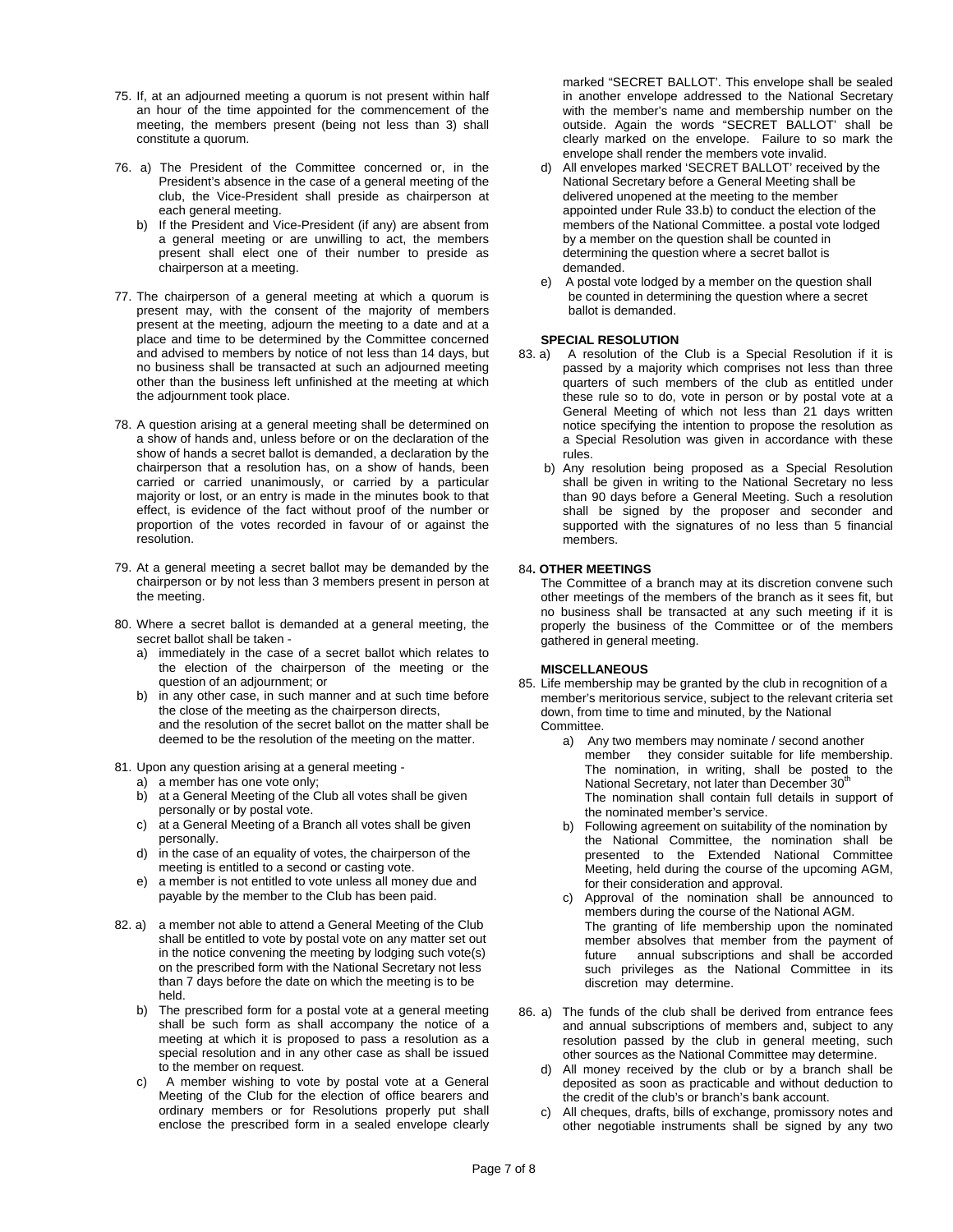75. If, at an adjourned meeting a quorum is not present within half an hour of the time appointed for the commencement of the meeting, the members present (being not less than 3) shall constitute a quorum.

76. a) The President of the Committee concerned or, in the President's absence in the case of a general meeting of the club, the Vice-President shall preside as chairperson at each general meeting.
    b) If the President and Vice-President (if any) are absent from a general meeting or are unwilling to act, the members present shall elect one of their number to preside as chairperson at a meeting.

77. The chairperson of a general meeting at which a quorum is present may, with the consent of the majority of members present at the meeting, adjourn the meeting to a date and at a place and time to be determined by the Committee concerned and advised to members by notice of not less than 14 days, but no business shall be transacted at such an adjourned meeting other than the business left unfinished at the meeting at which the adjournment took place.

78. A question arising at a general meeting shall be determined on a show of hands and, unless before or on the declaration of the show of hands a secret ballot is demanded, a declaration by the chairperson that a resolution has, on a show of hands, been carried or carried unanimously, or carried by a particular majority or lost, or an entry is made in the minutes book to that effect, is evidence of the fact without proof of the number or proportion of the votes recorded in favour of or against the resolution.

79. At a general meeting a secret ballot may be demanded by the chairperson or by not less than 3 members present in person at the meeting.

80. Where a secret ballot is demanded at a general meeting, the secret ballot shall be taken -
    a) immediately in the case of a secret ballot which relates to the election of the chairperson of the meeting or the question of an adjournment; or
    b) in any other case, in such manner and at such time before the close of the meeting as the chairperson directs, and the resolution of the secret ballot on the matter shall be deemed to be the resolution of the meeting on the matter.

81. Upon any question arising at a general meeting -
    a) a member has one vote only;
    b) at a General Meeting of the Club all votes shall be given personally or by postal vote.
    c) at a General Meeting of a Branch all votes shall be given personally.
    d) in the case of an equality of votes, the chairperson of the meeting is entitled to a second or casting vote.
    e) a member is not entitled to vote unless all money due and payable by the member to the Club has been paid.

82. a) a member not able to attend a General Meeting of the Club shall be entitled to vote by postal vote on any matter set out in the notice convening the meeting by lodging such vote(s) on the prescribed form with the National Secretary not less than 7 days before the date on which the meeting is to be held.
    b) The prescribed form for a postal vote at a general meeting shall be such form as shall accompany the notice of a meeting at which it is proposed to pass a resolution as a special resolution and in any other case as shall be issued to the member on request.
    c) A member wishing to vote by postal vote at a General Meeting of the Club for the election of office bearers and ordinary members or for Resolutions properly put shall enclose the prescribed form in a sealed envelope clearly marked "SECRET BALLOT'. This envelope shall be sealed in another envelope addressed to the National Secretary with the member's name and membership number on the outside. Again the words "SECRET BALLOT' shall be clearly marked on the envelope. Failure to so mark the envelope shall render the members vote invalid.
    d) All envelopes marked 'SECRET BALLOT' received by the National Secretary before a General Meeting shall be delivered unopened at the meeting to the member appointed under Rule 33.b) to conduct the election of the members of the National Committee. a postal vote lodged by a member on the question shall be counted in determining the question where a secret ballot is demanded.
    e) A postal vote lodged by a member on the question shall be counted in determining the question where a secret ballot is demanded.

**SPECIAL RESOLUTION**

83. a) A resolution of the Club is a Special Resolution if it is passed by a majority which comprises not less than three quarters of such members of the club as entitled under these rule so to do, vote in person or by postal vote at a General Meeting of which not less than 21 days written notice specifying the intention to propose the resolution as a Special Resolution was given in accordance with these rules.
    b) Any resolution being proposed as a Special Resolution shall be given in writing to the National Secretary no less than 90 days before a General Meeting. Such a resolution shall be signed by the proposer and seconder and supported with the signatures of no less than 5 financial members.

84**. OTHER MEETINGS**

The Committee of a branch may at its discretion convene such other meetings of the members of the branch as it sees fit, but no business shall be transacted at any such meeting if it is properly the business of the Committee or of the members gathered in general meeting.

**MISCELLANEOUS**

85. Life membership may be granted by the club in recognition of a member's meritorious service, subject to the relevant criteria set down, from time to time and minuted, by the National Committee.
    a) Any two members may nominate / second another member they consider suitable for life membership. The nomination, in writing, shall be posted to the National Secretary, not later than December 30th
    The nomination shall contain full details in support of the nominated member's service.
    b) Following agreement on suitability of the nomination by the National Committee, the nomination shall be presented to the Extended National Committee Meeting, held during the course of the upcoming AGM, for their consideration and approval.
    c) Approval of the nomination shall be announced to members during the course of the National AGM.
    The granting of life membership upon the nominated member absolves that member from the payment of future annual subscriptions and shall be accorded such privileges as the National Committee in its discretion may determine.

86. a) The funds of the club shall be derived from entrance fees and annual subscriptions of members and, subject to any resolution passed by the club in general meeting, such other sources as the National Committee may determine.
    d) All money received by the club or by a branch shall be deposited as soon as practicable and without deduction to the credit of the club's or branch's bank account.
    c) All cheques, drafts, bills of exchange, promissory notes and other negotiable instruments shall be signed by any two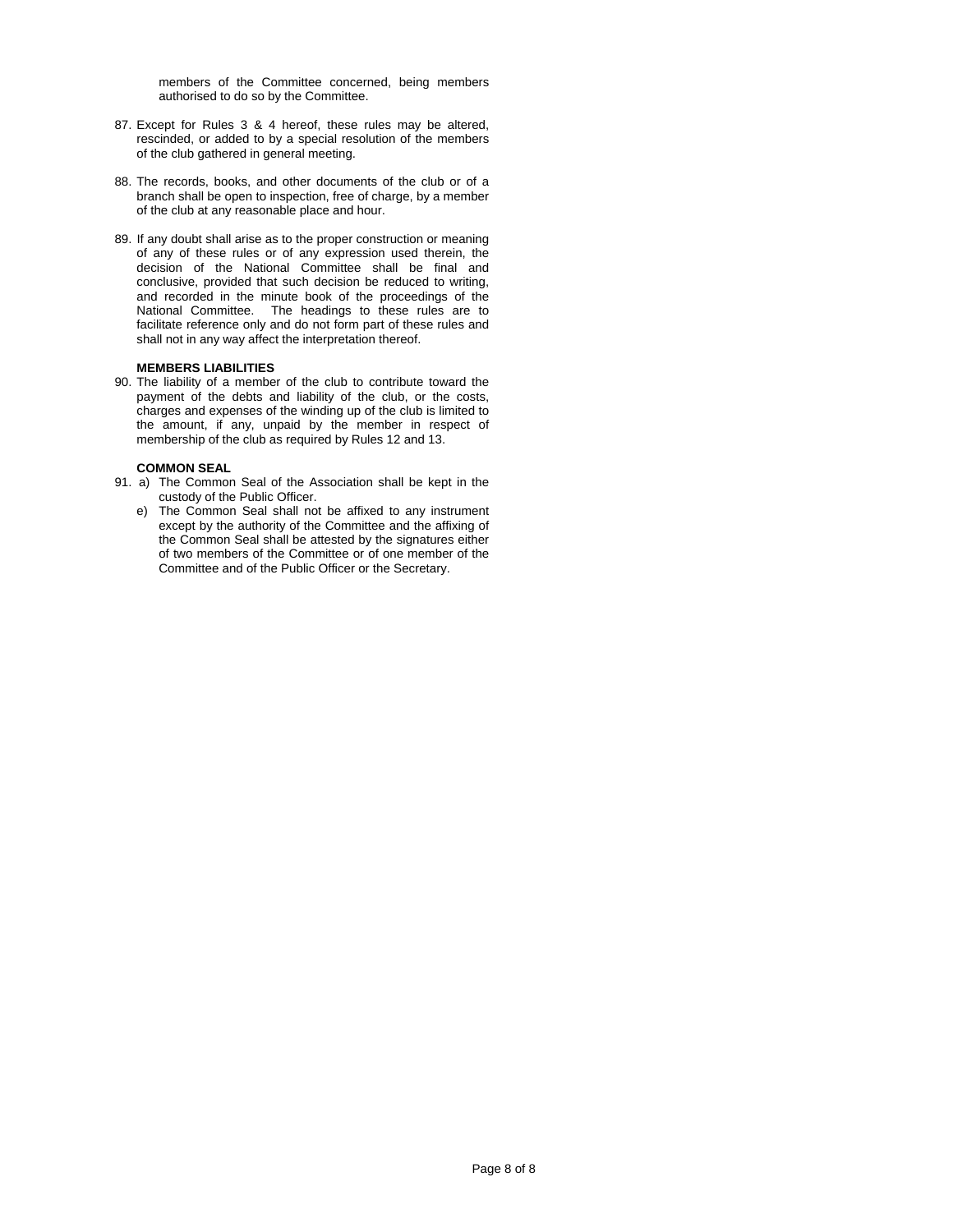members of the Committee concerned, being members authorised to do so by the Committee.

87. Except for Rules 3 & 4 hereof, these rules may be altered, rescinded, or added to by a special resolution of the members of the club gathered in general meeting.

88. The records, books, and other documents of the club or of a branch shall be open to inspection, free of charge, by a member of the club at any reasonable place and hour.

89. If any doubt shall arise as to the proper construction or meaning of any of these rules or of any expression used therein, the decision of the National Committee shall be final and conclusive, provided that such decision be reduced to writing, and recorded in the minute book of the proceedings of the National Committee. The headings to these rules are to facilitate reference only and do not form part of these rules and shall not in any way affect the interpretation thereof.

**MEMBERS LIABILITIES**

90. The liability of a member of the club to contribute toward the payment of the debts and liability of the club, or the costs, charges and expenses of the winding up of the club is limited to the amount, if any, unpaid by the member in respect of membership of the club as required by Rules 12 and 13.

**COMMON SEAL**

91. a) The Common Seal of the Association shall be kept in the custody of the Public Officer.
    e) The Common Seal shall not be affixed to any instrument except by the authority of the Committee and the affixing of the Common Seal shall be attested by the signatures either of two members of the Committee or of one member of the Committee and of the Public Officer or the Secretary.